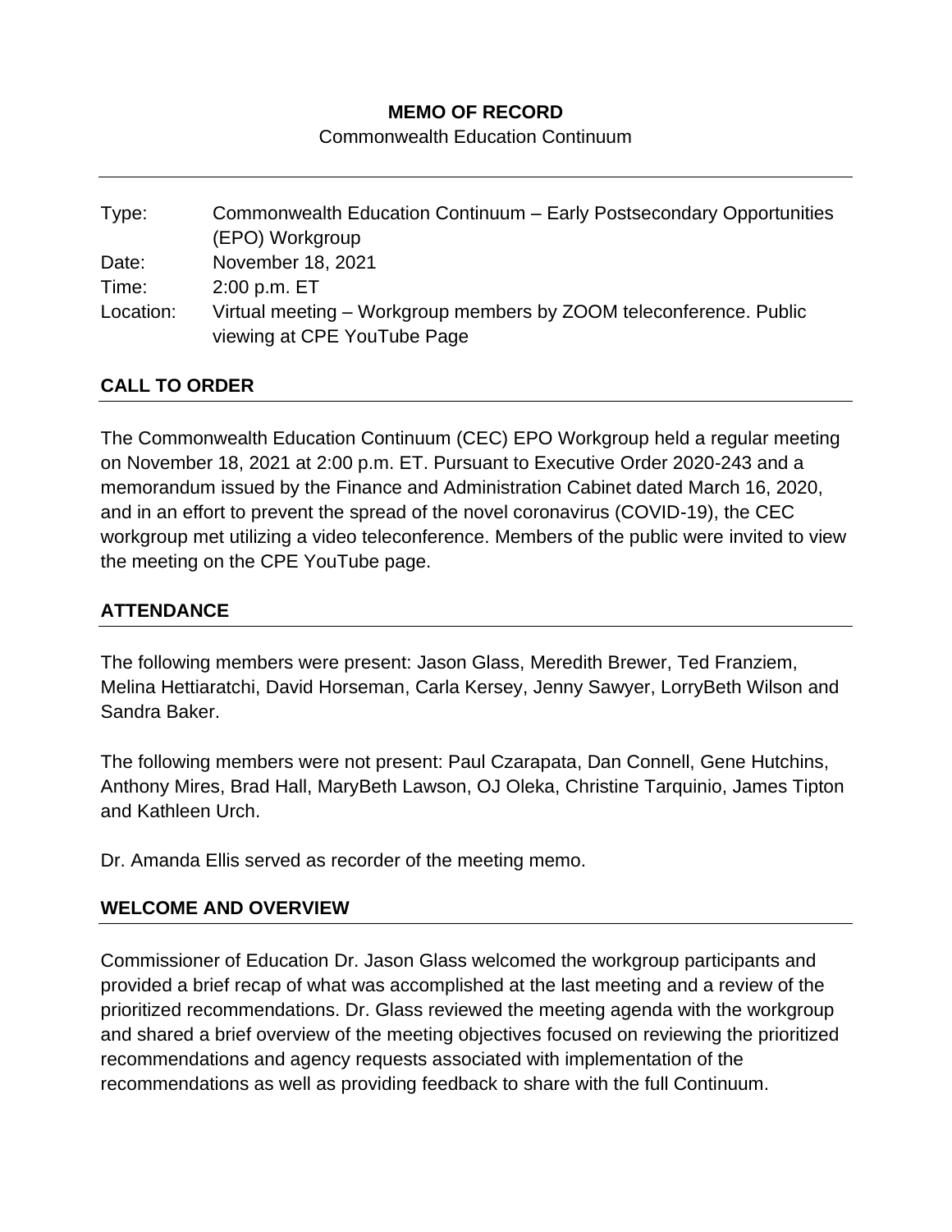# MEMO OF RECORD

Commonwealth Education Continuum

| | |
|---|---|
| Type: | Commonwealth Education Continuum – Early Postsecondary Opportunities (EPO) Workgroup |
| Date: | November 18, 2021 |
| Time: | 2:00 p.m. ET |
| Location: | Virtual meeting – Workgroup members by ZOOM teleconference. Public viewing at CPE YouTube Page |

## CALL TO ORDER

The Commonwealth Education Continuum (CEC) EPO Workgroup held a regular meeting on November 18, 2021 at 2:00 p.m. ET. Pursuant to Executive Order 2020-243 and a memorandum issued by the Finance and Administration Cabinet dated March 16, 2020, and in an effort to prevent the spread of the novel coronavirus (COVID-19), the CEC workgroup met utilizing a video teleconference. Members of the public were invited to view the meeting on the CPE YouTube page.

## ATTENDANCE

The following members were present: Jason Glass, Meredith Brewer, Ted Franziem, Melina Hettiaratchi, David Horseman, Carla Kersey, Jenny Sawyer, LorryBeth Wilson and Sandra Baker.

The following members were not present: Paul Czarapata, Dan Connell, Gene Hutchins, Anthony Mires, Brad Hall, MaryBeth Lawson, OJ Oleka, Christine Tarquinio, James Tipton and Kathleen Urch.

Dr. Amanda Ellis served as recorder of the meeting memo.

## WELCOME AND OVERVIEW

Commissioner of Education Dr. Jason Glass welcomed the workgroup participants and provided a brief recap of what was accomplished at the last meeting and a review of the prioritized recommendations. Dr. Glass reviewed the meeting agenda with the workgroup and shared a brief overview of the meeting objectives focused on reviewing the prioritized recommendations and agency requests associated with implementation of the recommendations as well as providing feedback to share with the full Continuum.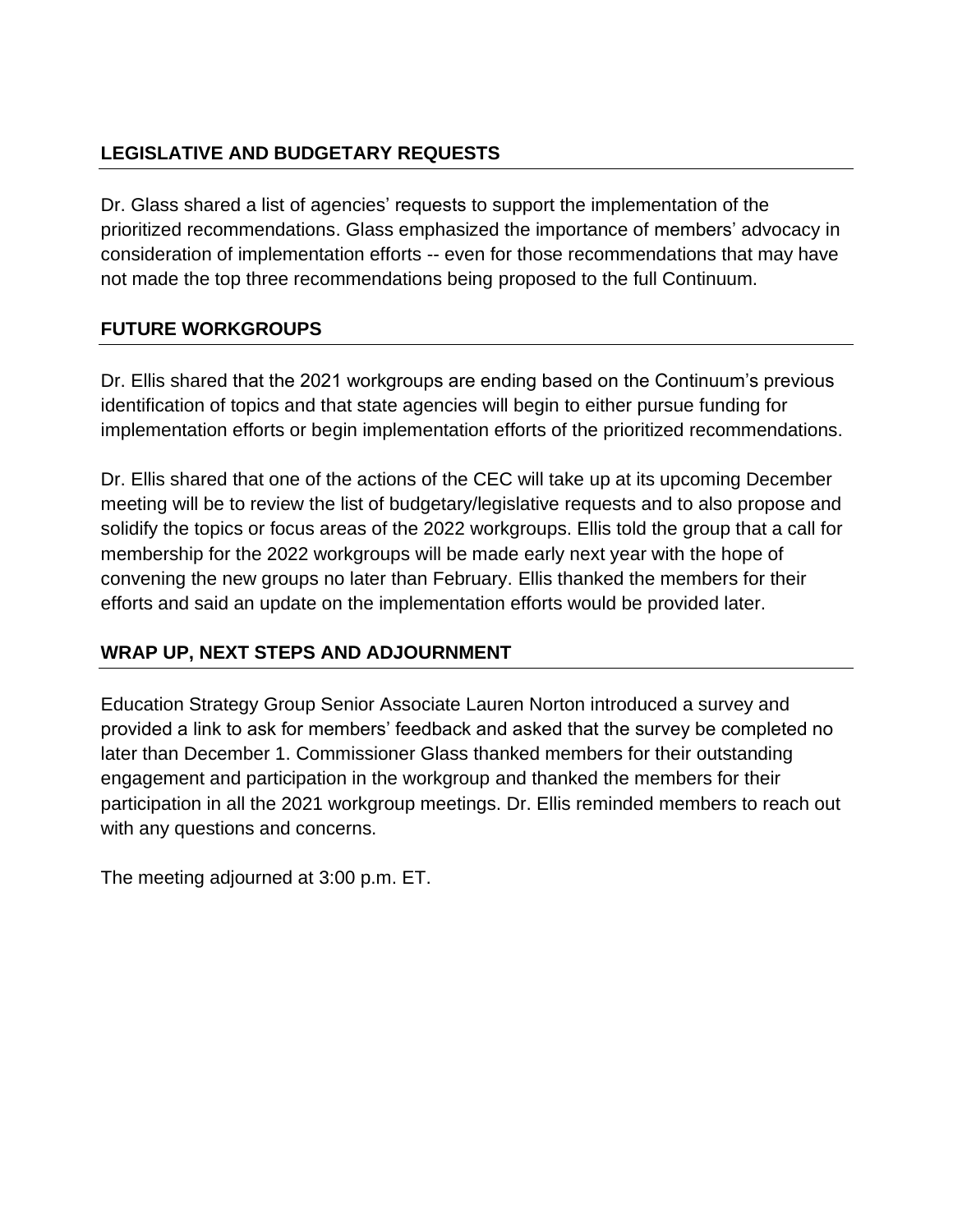## LEGISLATIVE AND BUDGETARY REQUESTS

Dr. Glass shared a list of agencies' requests to support the implementation of the prioritized recommendations. Glass emphasized the importance of members' advocacy in consideration of implementation efforts -- even for those recommendations that may have not made the top three recommendations being proposed to the full Continuum.

## FUTURE WORKGROUPS

Dr. Ellis shared that the 2021 workgroups are ending based on the Continuum's previous identification of topics and that state agencies will begin to either pursue funding for implementation efforts or begin implementation efforts of the prioritized recommendations.

Dr. Ellis shared that one of the actions of the CEC will take up at its upcoming December meeting will be to review the list of budgetary/legislative requests and to also propose and solidify the topics or focus areas of the 2022 workgroups. Ellis told the group that a call for membership for the 2022 workgroups will be made early next year with the hope of convening the new groups no later than February. Ellis thanked the members for their efforts and said an update on the implementation efforts would be provided later.

## WRAP UP, NEXT STEPS AND ADJOURNMENT

Education Strategy Group Senior Associate Lauren Norton introduced a survey and provided a link to ask for members' feedback and asked that the survey be completed no later than December 1. Commissioner Glass thanked members for their outstanding engagement and participation in the workgroup and thanked the members for their participation in all the 2021 workgroup meetings. Dr. Ellis reminded members to reach out with any questions and concerns.

The meeting adjourned at 3:00 p.m. ET.